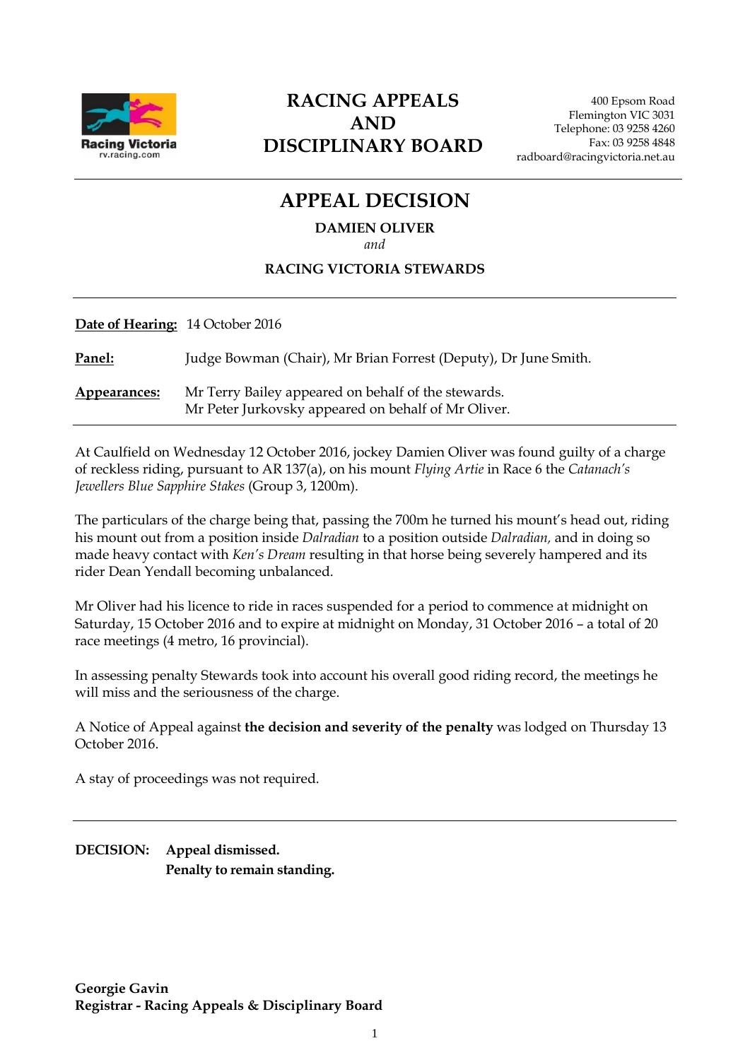# RACING APPEALS AND DISCIPLINARY BOARD

400 Epsom Road
Flemington VIC 3031
Telephone: 03 9258 4260
Fax: 03 9258 4848
radboard@racingvictoria.net.au

## APPEAL DECISION

**DAMIEN OLIVER**
*and*
**RACING VICTORIA STEWARDS**

---

**Date of Hearing:** 14 October 2016

**Panel:** Judge Bowman (Chair), Mr Brian Forrest (Deputy), Dr June Smith.

**Appearances:** Mr Terry Bailey appeared on behalf of the stewards.
Mr Peter Jurkovsky appeared on behalf of Mr Oliver.

---

At Caulfield on Wednesday 12 October 2016, jockey Damien Oliver was found guilty of a charge of reckless riding, pursuant to AR 137(a), on his mount *Flying Artie* in Race 6 the *Catanach's Jewellers Blue Sapphire Stakes* (Group 3, 1200m).

The particulars of the charge being that, passing the 700m he turned his mount's head out, riding his mount out from a position inside *Dalradian* to a position outside *Dalradian,* and in doing so made heavy contact with *Ken's Dream* resulting in that horse being severely hampered and its rider Dean Yendall becoming unbalanced.

Mr Oliver had his licence to ride in races suspended for a period to commence at midnight on Saturday, 15 October 2016 and to expire at midnight on Monday, 31 October 2016 – a total of 20 race meetings (4 metro, 16 provincial).

In assessing penalty Stewards took into account his overall good riding record, the meetings he will miss and the seriousness of the charge.

A Notice of Appeal against **the decision and severity of the penalty** was lodged on Thursday 13 October 2016.

A stay of proceedings was not required.

---

**DECISION:** **Appeal dismissed.**
**Penalty to remain standing.**

**Georgie Gavin**
**Registrar - Racing Appeals & Disciplinary Board**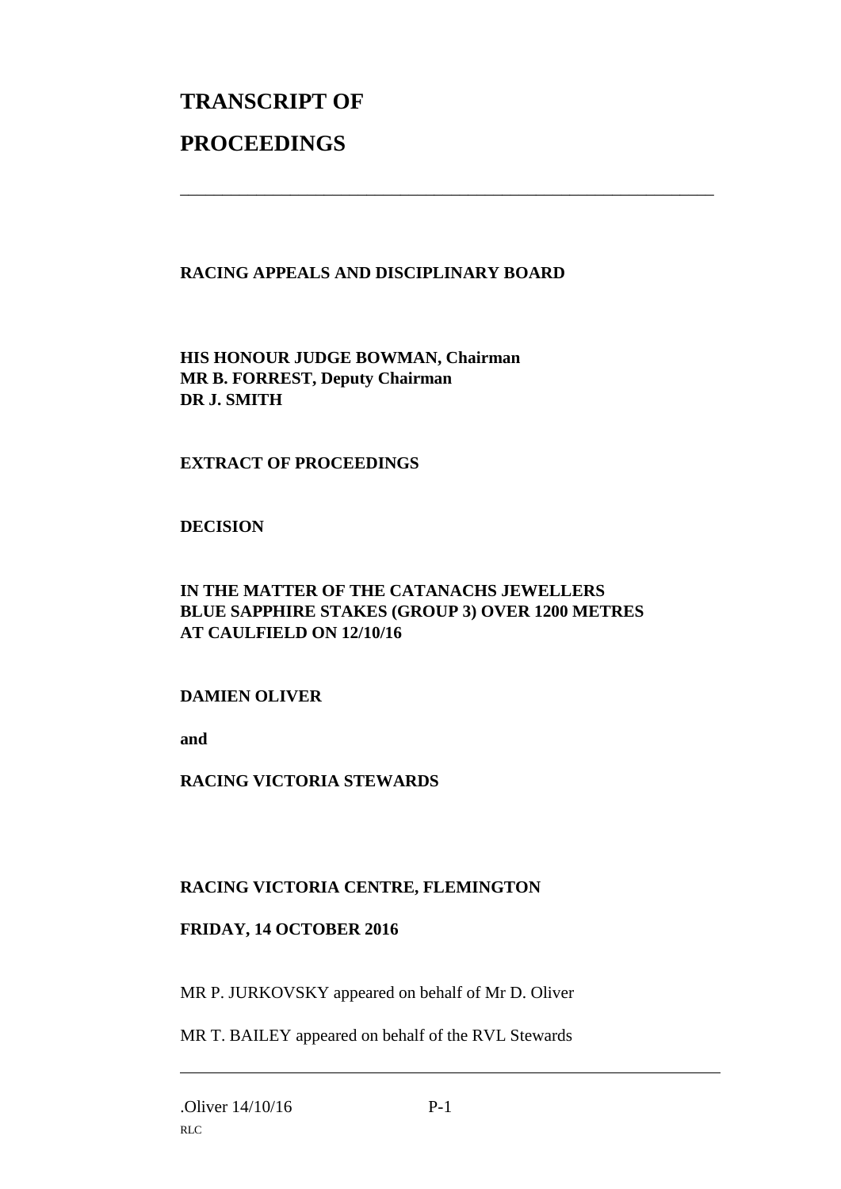# TRANSCRIPT OF

# PROCEEDINGS

---

**RACING APPEALS AND DISCIPLINARY BOARD**

**HIS HONOUR JUDGE BOWMAN, Chairman**
**MR B. FORREST, Deputy Chairman**
**DR J. SMITH**

**EXTRACT OF PROCEEDINGS**

**DECISION**

**IN THE MATTER OF THE CATANACHS JEWELLERS BLUE SAPPHIRE STAKES (GROUP 3) OVER 1200 METRES AT CAULFIELD ON 12/10/16**

**DAMIEN OLIVER**

**and**

**RACING VICTORIA STEWARDS**

**RACING VICTORIA CENTRE, FLEMINGTON**

**FRIDAY, 14 OCTOBER 2016**

MR P. JURKOVSKY appeared on behalf of Mr D. Oliver

MR T. BAILEY appeared on behalf of the RVL Stewards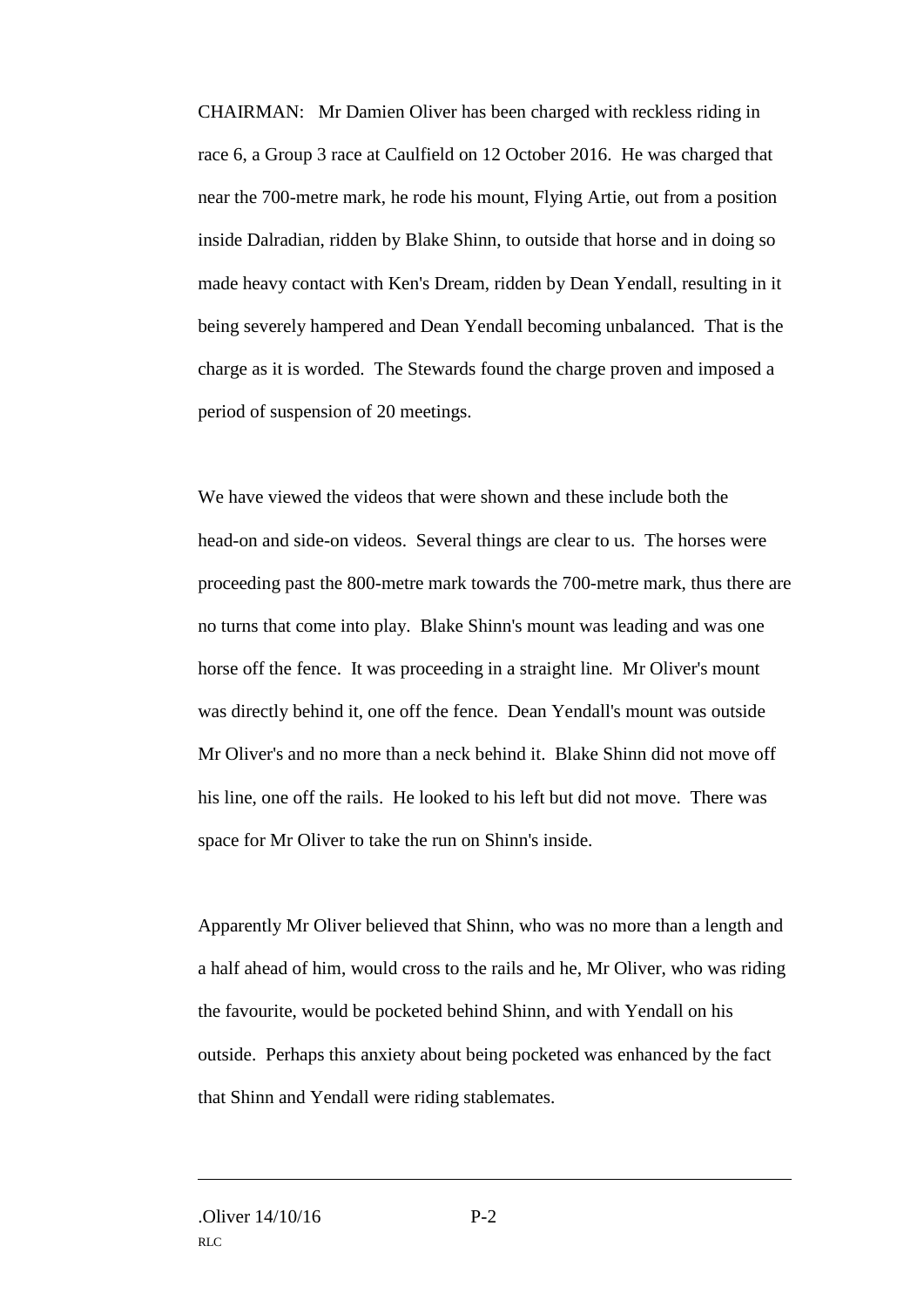CHAIRMAN: Mr Damien Oliver has been charged with reckless riding in race 6, a Group 3 race at Caulfield on 12 October 2016. He was charged that near the 700-metre mark, he rode his mount, Flying Artie, out from a position inside Dalradian, ridden by Blake Shinn, to outside that horse and in doing so made heavy contact with Ken's Dream, ridden by Dean Yendall, resulting in it being severely hampered and Dean Yendall becoming unbalanced. That is the charge as it is worded. The Stewards found the charge proven and imposed a period of suspension of 20 meetings.

We have viewed the videos that were shown and these include both the head-on and side-on videos. Several things are clear to us. The horses were proceeding past the 800-metre mark towards the 700-metre mark, thus there are no turns that come into play. Blake Shinn's mount was leading and was one horse off the fence. It was proceeding in a straight line. Mr Oliver's mount was directly behind it, one off the fence. Dean Yendall's mount was outside Mr Oliver's and no more than a neck behind it. Blake Shinn did not move off his line, one off the rails. He looked to his left but did not move. There was space for Mr Oliver to take the run on Shinn's inside.

Apparently Mr Oliver believed that Shinn, who was no more than a length and a half ahead of him, would cross to the rails and he, Mr Oliver, who was riding the favourite, would be pocketed behind Shinn, and with Yendall on his outside. Perhaps this anxiety about being pocketed was enhanced by the fact that Shinn and Yendall were riding stablemates.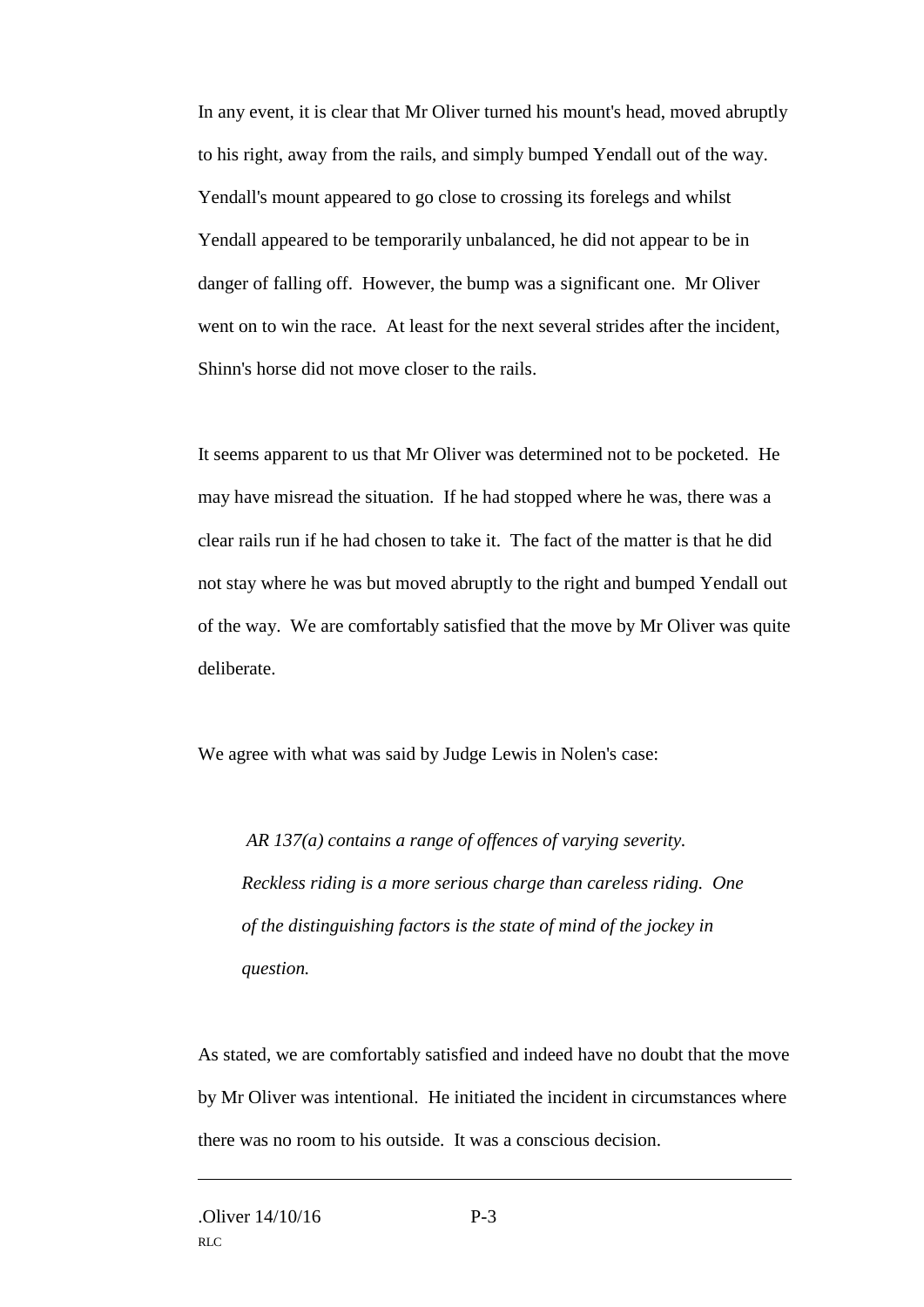In any event, it is clear that Mr Oliver turned his mount's head, moved abruptly to his right, away from the rails, and simply bumped Yendall out of the way. Yendall's mount appeared to go close to crossing its forelegs and whilst Yendall appeared to be temporarily unbalanced, he did not appear to be in danger of falling off. However, the bump was a significant one. Mr Oliver went on to win the race. At least for the next several strides after the incident, Shinn's horse did not move closer to the rails.

It seems apparent to us that Mr Oliver was determined not to be pocketed. He may have misread the situation. If he had stopped where he was, there was a clear rails run if he had chosen to take it. The fact of the matter is that he did not stay where he was but moved abruptly to the right and bumped Yendall out of the way. We are comfortably satisfied that the move by Mr Oliver was quite deliberate.

We agree with what was said by Judge Lewis in Nolen's case:

> *AR 137(a) contains a range of offences of varying severity. Reckless riding is a more serious charge than careless riding. One of the distinguishing factors is the state of mind of the jockey in question.*

As stated, we are comfortably satisfied and indeed have no doubt that the move by Mr Oliver was intentional. He initiated the incident in circumstances where there was no room to his outside. It was a conscious decision.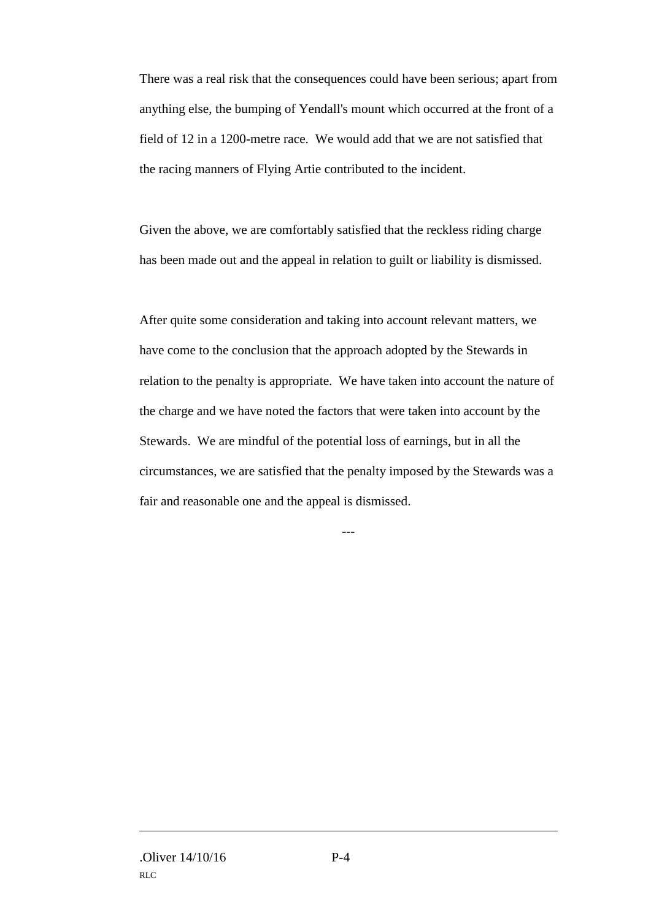There was a real risk that the consequences could have been serious; apart from anything else, the bumping of Yendall's mount which occurred at the front of a field of 12 in a 1200-metre race. We would add that we are not satisfied that the racing manners of Flying Artie contributed to the incident.

Given the above, we are comfortably satisfied that the reckless riding charge has been made out and the appeal in relation to guilt or liability is dismissed.

After quite some consideration and taking into account relevant matters, we have come to the conclusion that the approach adopted by the Stewards in relation to the penalty is appropriate. We have taken into account the nature of the charge and we have noted the factors that were taken into account by the Stewards. We are mindful of the potential loss of earnings, but in all the circumstances, we are satisfied that the penalty imposed by the Stewards was a fair and reasonable one and the appeal is dismissed.

---